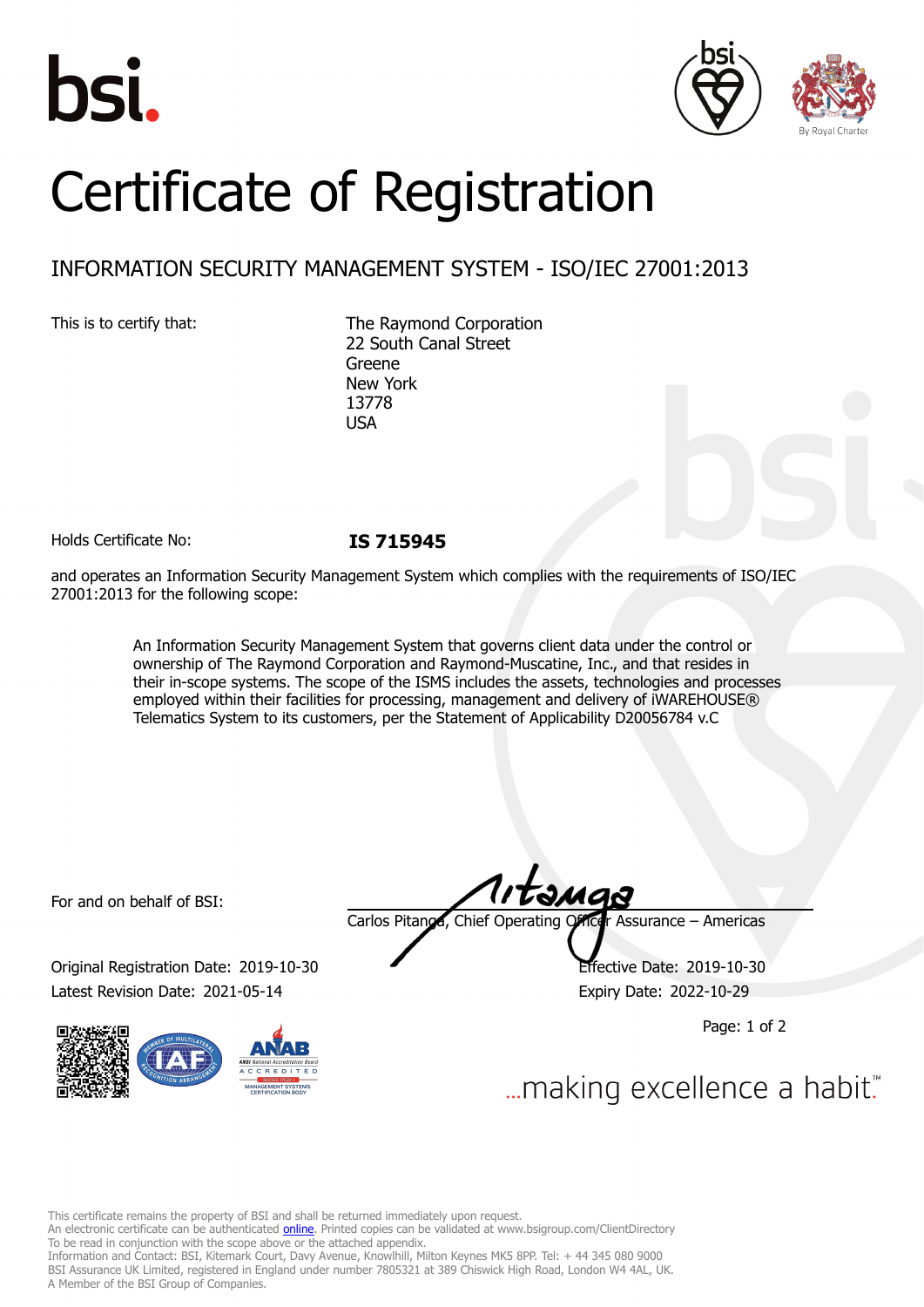# Certificate of Registration

## INFORMATION SECURITY MANAGEMENT SYSTEM - ISO/IEC 27001:2013

This is to certify that:

The Raymond Corporation
22 South Canal Street
Greene
New York
13778
USA

Holds Certificate No: **IS 715945**

and operates an Information Security Management System which complies with the requirements of ISO/IEC 27001:2013 for the following scope:

> An Information Security Management System that governs client data under the control or ownership of The Raymond Corporation and Raymond-Muscatine, Inc., and that resides in their in-scope systems. The scope of the ISMS includes the assets, technologies and processes employed within their facilities for processing, management and delivery of iWAREHOUSE® Telematics System to its customers, per the Statement of Applicability D20056784 v.C

For and on behalf of BSI:

Carlos Pitanga, Chief Operating Officer Assurance – Americas

Original Registration Date: 2019-10-30
Effective Date: 2019-10-30
Latest Revision Date: 2021-05-14
Expiry Date: 2022-10-29

...making excellence a habit.™

This certificate remains the property of BSI and shall be returned immediately upon request.
An electronic certificate can be authenticated online. Printed copies can be validated at www.bsigroup.com/ClientDirectory
To be read in conjunction with the scope above or the attached appendix.
Information and Contact: BSI, Kitemark Court, Davy Avenue, Knowlhill, Milton Keynes MK5 8PP. Tel: + 44 345 080 9000
BSI Assurance UK Limited, registered in England under number 7805321 at 389 Chiswick High Road, London W4 4AL, UK.
A Member of the BSI Group of Companies.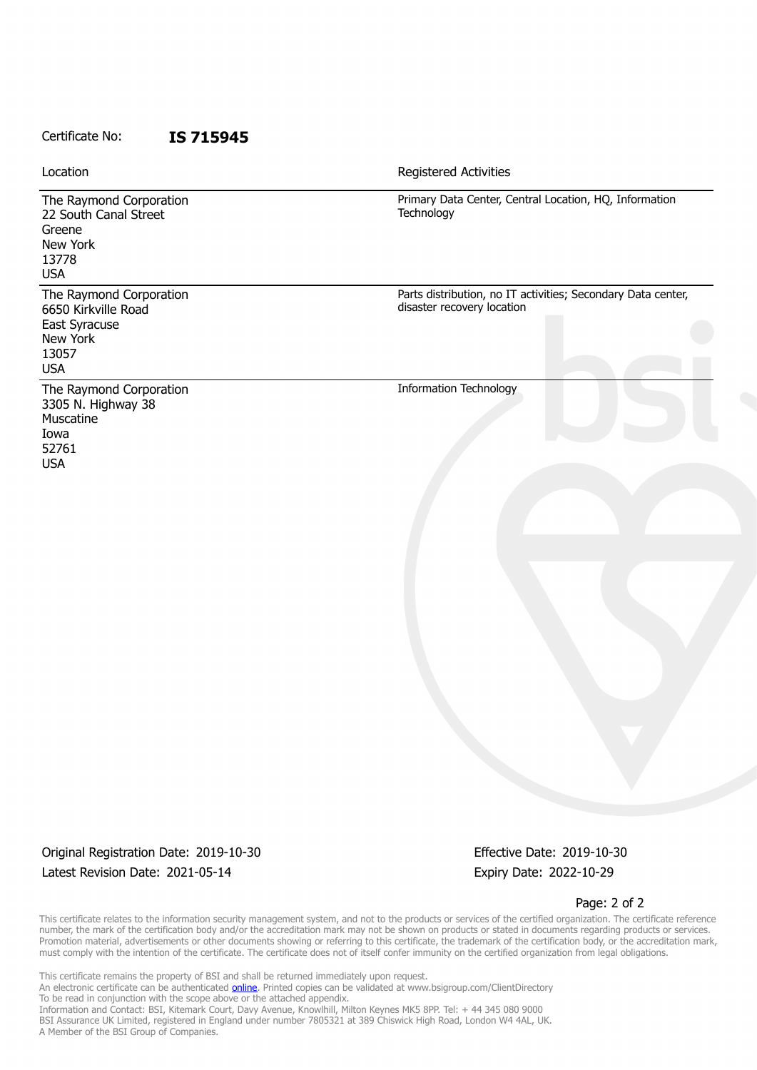Certificate No: **IS 715945**

| Location | Registered Activities |
|---|---|
| The Raymond Corporation<br>22 South Canal Street<br>Greene<br>New York<br>13778<br>USA | Primary Data Center, Central Location, HQ, Information Technology |
| The Raymond Corporation<br>6650 Kirkville Road<br>East Syracuse<br>New York<br>13057<br>USA | Parts distribution, no IT activities; Secondary Data center, disaster recovery location |
| The Raymond Corporation<br>3305 N. Highway 38<br>Muscatine<br>Iowa<br>52761<br>USA | Information Technology |

Original Registration Date: 2019-10-30

Latest Revision Date: 2021-05-14

Effective Date: 2019-10-30

Expiry Date: 2022-10-29

This certificate relates to the information security management system, and not to the products or services of the certified organization. The certificate reference number, the mark of the certification body and/or the accreditation mark may not be shown on products or stated in documents regarding products or services. Promotion material, advertisements or other documents showing or referring to this certificate, the trademark of the certification body, or the accreditation mark, must comply with the intention of the certificate. The certificate does not of itself confer immunity on the certified organization from legal obligations.

This certificate remains the property of BSI and shall be returned immediately upon request.
An electronic certificate can be authenticated online. Printed copies can be validated at www.bsigroup.com/ClientDirectory
To be read in conjunction with the scope above or the attached appendix.
Information and Contact: BSI, Kitemark Court, Davy Avenue, Knowlhill, Milton Keynes MK5 8PP. Tel: + 44 345 080 9000
BSI Assurance UK Limited, registered in England under number 7805321 at 389 Chiswick High Road, London W4 4AL, UK.
A Member of the BSI Group of Companies.